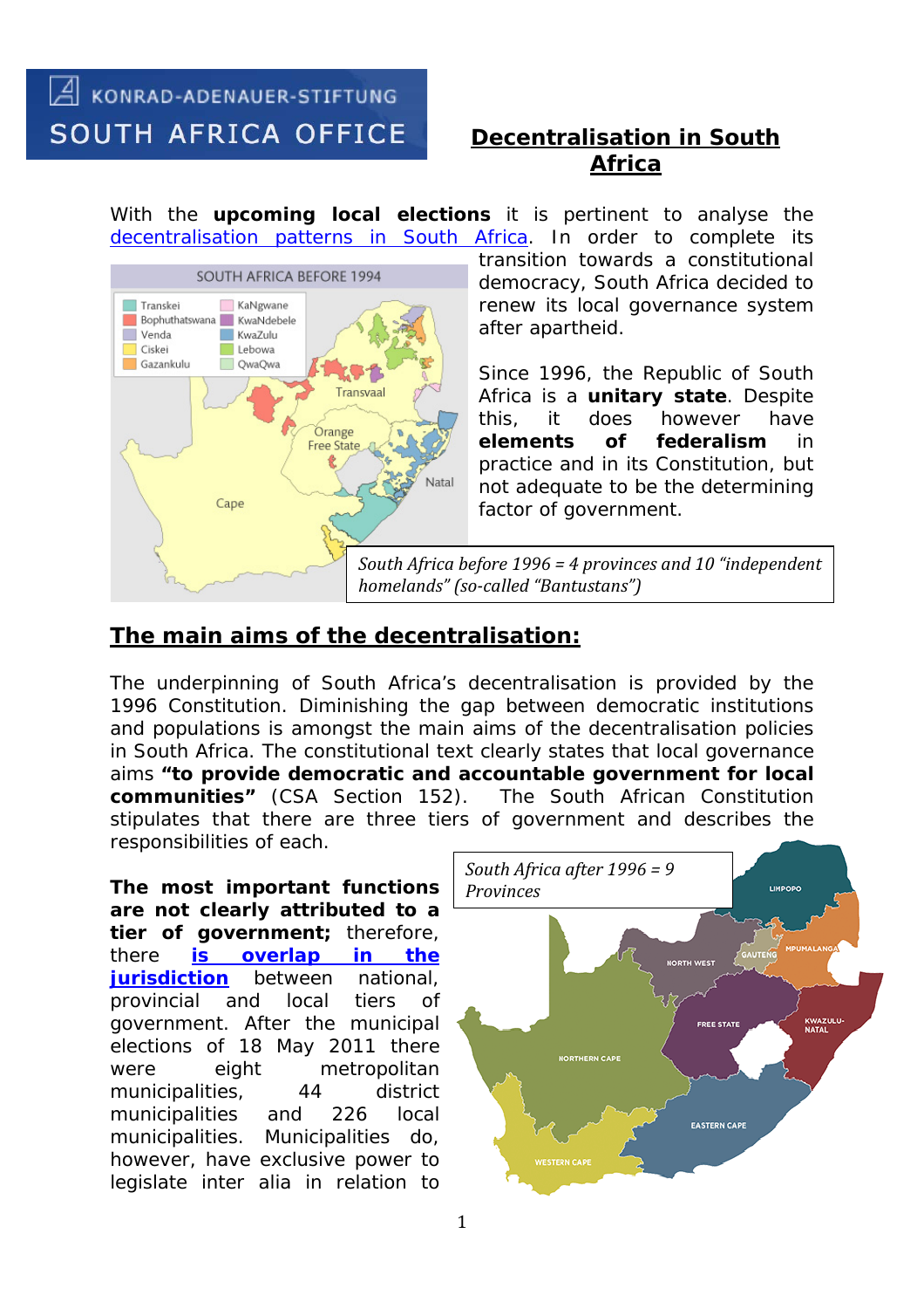KONRAD-ADENAUER-STIFTUNG
SOUTH AFRICA OFFICE

# Decentralisation in South Africa

With the **upcoming local elections** it is pertinent to analyse the decentralisation patterns in South Africa. In order to complete its transition towards a constitutional democracy, South Africa decided to renew its local governance system after apartheid.

Since 1996, the Republic of South Africa is a **unitary state**. Despite this, it does however have **elements of federalism** in practice and in its Constitution, but not adequate to be the determining factor of government.

*South Africa before 1996 = 4 provinces and 10 "independent homelands" (so-called "Bantustans")*

## The main aims of the decentralisation:

The underpinning of South Africa's decentralisation is provided by the 1996 Constitution. Diminishing the gap between democratic institutions and populations is amongst the main aims of the decentralisation policies in South Africa. The constitutional text clearly states that local governance aims **"to provide democratic and accountable government for local communities"** (CSA Section 152). The South African Constitution stipulates that there are three tiers of government and describes the responsibilities of each.

*South Africa after 1996 = 9 Provinces*

**The most important functions are not clearly attributed to a tier of government;** therefore, there **is overlap in the jurisdiction** between national, provincial and local tiers of government. After the municipal elections of 18 May 2011 there were eight metropolitan municipalities, 44 district municipalities and 226 local municipalities. Municipalities do, however, have exclusive power to legislate inter alia in relation to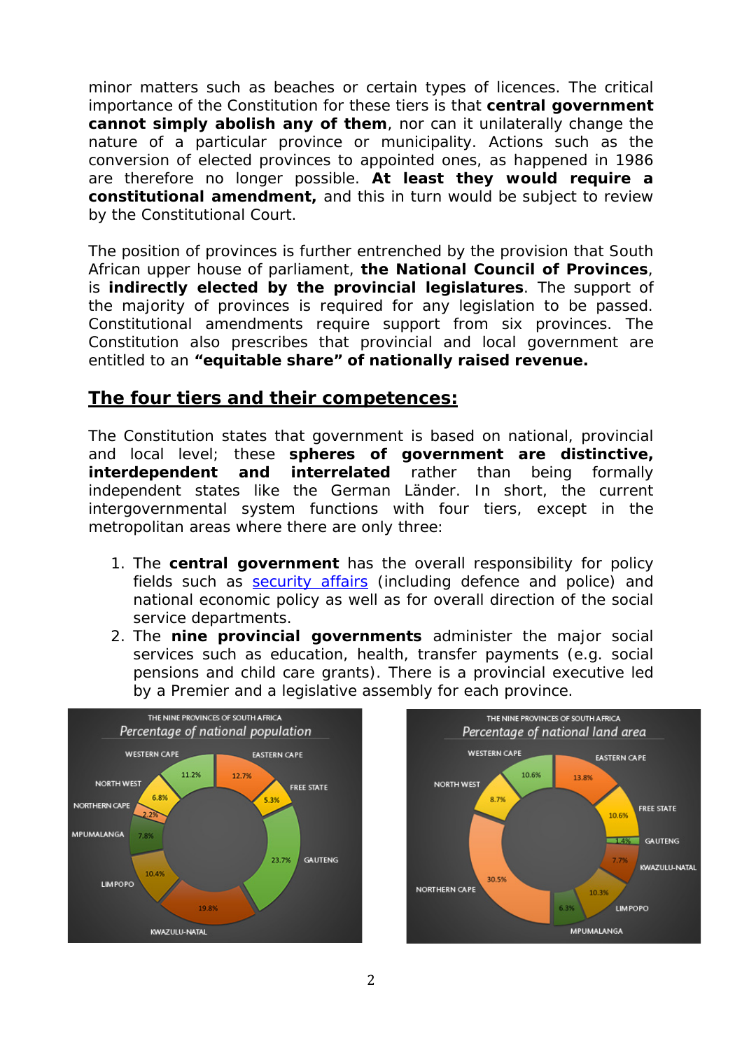minor matters such as beaches or certain types of licences. The critical importance of the Constitution for these tiers is that **central government cannot simply abolish any of them**, nor can it unilaterally change the nature of a particular province or municipality. Actions such as the conversion of elected provinces to appointed ones, as happened in 1986 are therefore no longer possible. **At least they would require a constitutional amendment,** and this in turn would be subject to review by the Constitutional Court.

The position of provinces is further entrenched by the provision that South African upper house of parliament, **the National Council of Provinces**, is **indirectly elected by the provincial legislatures**. The support of the majority of provinces is required for any legislation to be passed. Constitutional amendments require support from six provinces. The Constitution also prescribes that provincial and local government are entitled to an **"equitable share" of nationally raised revenue.**

## The four tiers and their competences:

The Constitution states that government is based on national, provincial and local level; these **spheres of government are distinctive, interdependent and interrelated** rather than being formally independent states like the German Länder. In short, the current intergovernmental system functions with four tiers, except in the metropolitan areas where there are only three:

1. The **central government** has the overall responsibility for policy fields such as security affairs (including defence and police) and national economic policy as well as for overall direction of the social service departments.
2. The **nine provincial governments** administer the major social services such as education, health, transfer payments (e.g. social pensions and child care grants). There is a provincial executive led by a Premier and a legislative assembly for each province.

THE NINE PROVINCES OF SOUTH AFRICA
*Percentage of national population*

| Province | % |
|---|---|
| WESTERN CAPE | 11.2% |
| EASTERN CAPE | 12.7% |
| FREE STATE | 5.3% |
| GAUTENG | 23.7% |
| KWAZULU-NATAL | 19.8% |
| LIMPOPO | 10.4% |
| MPUMALANGA | 7.8% |
| NORTHERN CAPE | 2.2% |
| NORTH WEST | 6.8% |

THE NINE PROVINCES OF SOUTH AFRICA
*Percentage of national land area*

| Province | % |
|---|---|
| WESTERN CAPE | 10.6% |
| EASTERN CAPE | 13.8% |
| FREE STATE | 10.6% |
| GAUTENG | 1.4% |
| KWAZULU-NATAL | 7.7% |
| LIMPOPO | 10.3% |
| MPUMALANGA | 6.3% |
| NORTHERN CAPE | 30.5% |
| NORTH WEST | 8.7% |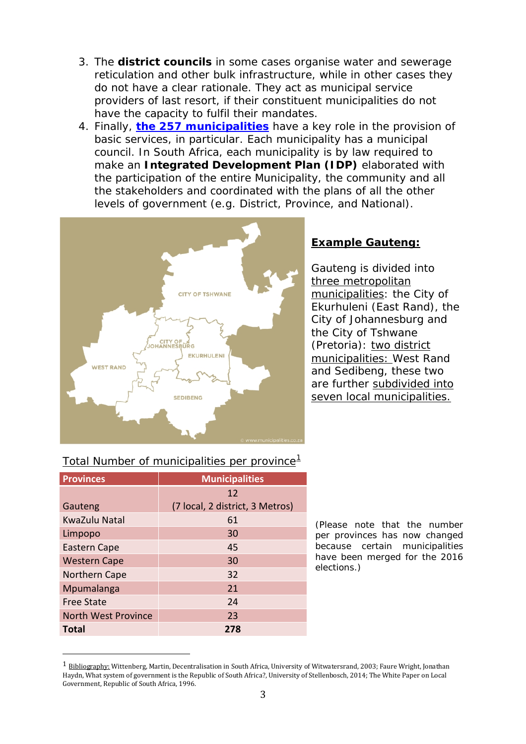3. The **district councils** in some cases organise water and sewerage reticulation and other bulk infrastructure, while in other cases they do not have a clear rationale. They act as municipal service providers of last resort, if their constituent municipalities do not have the capacity to fulfil their mandates.
4. Finally, **the 257 municipalities** have a key role in the provision of basic services, in particular. Each municipality has a municipal council. In South Africa, each municipality is by law required to make an **Integrated Development Plan (IDP)** elaborated with the participation of the entire Municipality, the community and all the stakeholders and coordinated with the plans of all the other levels of government (e.g. District, Province, and National).

CITY OF TSHWANE
CITY OF JOHANNESBURG
EKURHULENI
WEST RAND
SEDIBENG
© www.municipalities.co.za

**Example Gauteng:**

Gauteng is divided into three metropolitan municipalities: the City of Ekurhuleni (East Rand), the City of Johannesburg and the City of Tshwane (Pretoria): two district municipalities: West Rand and Sedibeng, these two are further subdivided into seven local municipalities.

Total Number of municipalities per province[1]

| Provinces | Municipalities |
|---|---|
| Gauteng | 12 (7 local, 2 district, 3 Metros) |
| KwaZulu Natal | 61 |
| Limpopo | 30 |
| Eastern Cape | 45 |
| Western Cape | 30 |
| Northern Cape | 32 |
| Mpumalanga | 21 |
| Free State | 24 |
| North West Province | 23 |
| **Total** | **278** |

(Please note that the number per provinces has now changed because certain municipalities have been merged for the 2016 elections.)

[1] Bibliography: Wittenberg, Martin, Decentralisation in South Africa, University of Witwatersrand, 2003; Faure Wright, Jonathan Haydn, What system of government is the Republic of South Africa?, University of Stellenbosch, 2014; The White Paper on Local Government, Republic of South Africa, 1996.